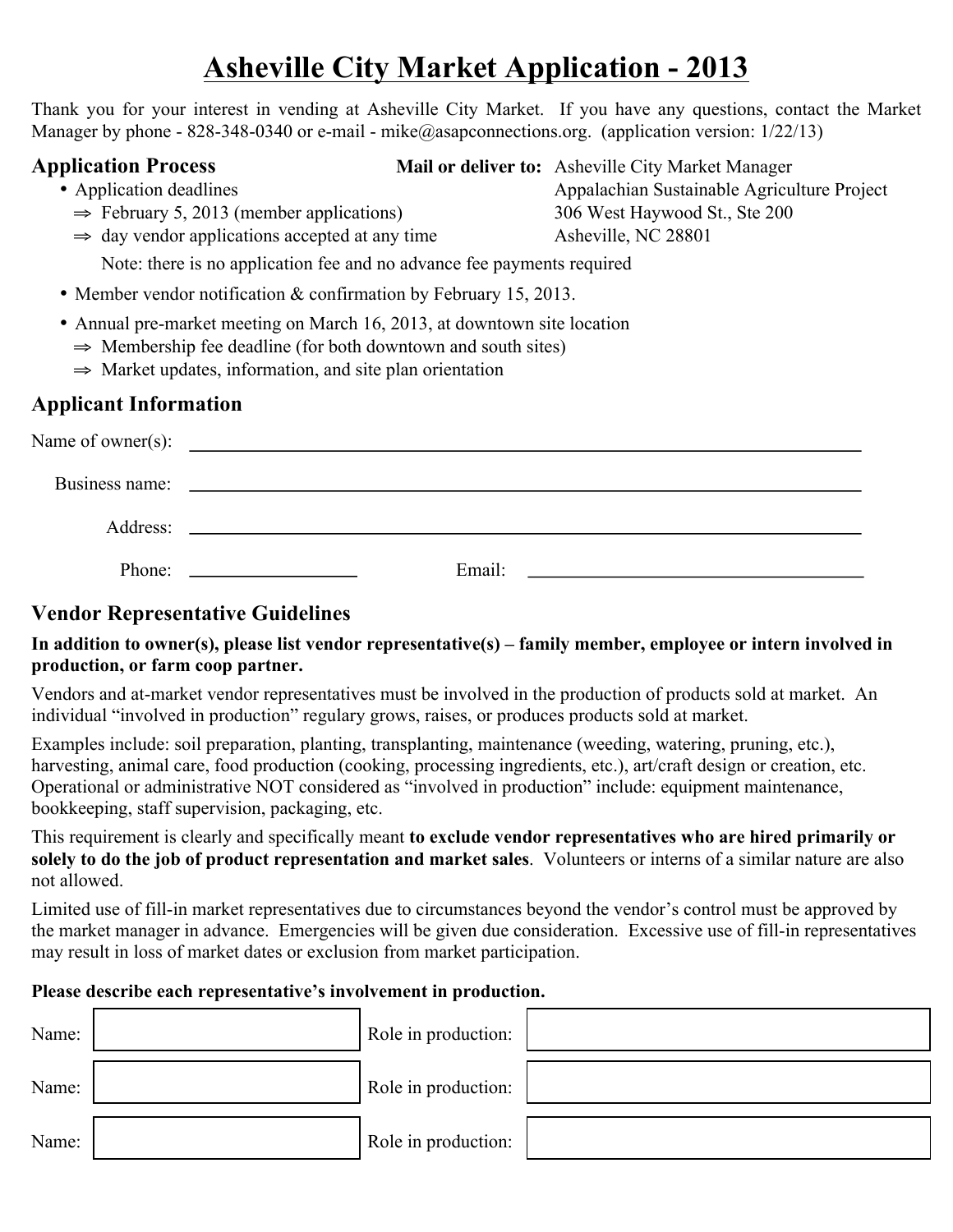# Asheville City Market Application - 2013

Thank you for your interest in vending at Asheville City Market. If you have any questions, contact the Market Manager by phone - 828-348-0340 or e-mail - mike@asapconnections.org. (application version: 1/22/13)

## Application Process

**Mail or deliver to:** Asheville City Market Manager
Appalachian Sustainable Agriculture Project
306 West Haywood St., Ste 200
Asheville, NC 28801

- Application deadlines
  - ⇒ February 5, 2013 (member applications)
  - ⇒ day vendor applications accepted at any time

  Note: there is no application fee and no advance fee payments required
- Member vendor notification & confirmation by February 15, 2013.
- Annual pre-market meeting on March 16, 2013, at downtown site location
  - ⇒ Membership fee deadline (for both downtown and south sites)
  - ⇒ Market updates, information, and site plan orientation

## Applicant Information

Name of owner(s): ______________________________

Business name: ______________________________

Address: ______________________________

Phone: ______________ Email: ______________________________

## Vendor Representative Guidelines

**In addition to owner(s), please list vendor representative(s) – family member, employee or intern involved in production, or farm coop partner.**

Vendors and at-market vendor representatives must be involved in the production of products sold at market. An individual "involved in production" regulary grows, raises, or produces products sold at market.

Examples include: soil preparation, planting, transplanting, maintenance (weeding, watering, pruning, etc.), harvesting, animal care, food production (cooking, processing ingredients, etc.), art/craft design or creation, etc. Operational or administrative NOT considered as "involved in production" include: equipment maintenance, bookkeeping, staff supervision, packaging, etc.

This requirement is clearly and specifically meant **to exclude vendor representatives who are hired primarily or solely to do the job of product representation and market sales**. Volunteers or interns of a similar nature are also not allowed.

Limited use of fill-in market representatives due to circumstances beyond the vendor's control must be approved by the market manager in advance. Emergencies will be given due consideration. Excessive use of fill-in representatives may result in loss of market dates or exclusion from market participation.

**Please describe each representative's involvement in production.**

| Name: | | Role in production: | |
|---|---|---|---|
| Name: | | Role in production: | |
| Name: | | Role in production: | |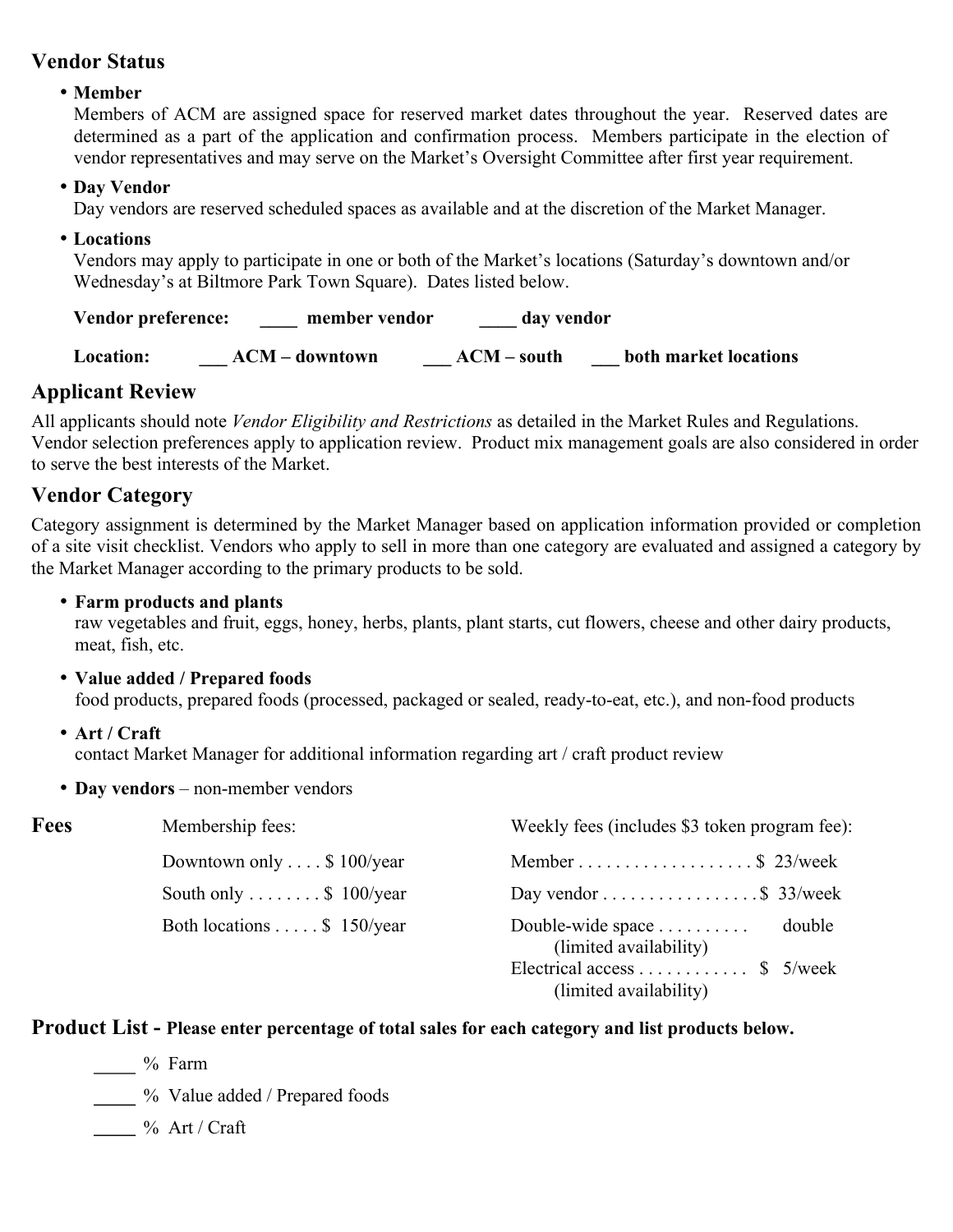## Vendor Status

- **Member**
  Members of ACM are assigned space for reserved market dates throughout the year. Reserved dates are determined as a part of the application and confirmation process. Members participate in the election of vendor representatives and may serve on the Market's Oversight Committee after first year requirement.
- **Day Vendor**
  Day vendors are reserved scheduled spaces as available and at the discretion of the Market Manager.
- **Locations**
  Vendors may apply to participate in one or both of the Market's locations (Saturday's downtown and/or Wednesday's at Biltmore Park Town Square). Dates listed below.

**Vendor preference:** ____ **member vendor** ____ **day vendor**

**Location:** ___ **ACM – downtown** ___ **ACM – south** ___ **both market locations**

## Applicant Review

All applicants should note *Vendor Eligibility and Restrictions* as detailed in the Market Rules and Regulations. Vendor selection preferences apply to application review. Product mix management goals are also considered in order to serve the best interests of the Market.

## Vendor Category

Category assignment is determined by the Market Manager based on application information provided or completion of a site visit checklist. Vendors who apply to sell in more than one category are evaluated and assigned a category by the Market Manager according to the primary products to be sold.

- **Farm products and plants**
  raw vegetables and fruit, eggs, honey, herbs, plants, plant starts, cut flowers, cheese and other dairy products, meat, fish, etc.
- **Value added / Prepared foods**
  food products, prepared foods (processed, packaged or sealed, ready-to-eat, etc.), and non-food products
- **Art / Craft**
  contact Market Manager for additional information regarding art / craft product review
- **Day vendors** – non-member vendors

## Fees

Membership fees:

- Downtown only . . . . $ 100/year
- South only . . . . . . . . $ 100/year
- Both locations . . . . . $ 150/year

Weekly fees (includes $3 token program fee):

- Member . . . . . . . . . . . . . . . . . . . $ 23/week
- Day vendor . . . . . . . . . . . . . . . . . $ 33/week
- Double-wide space . . . . . . . . . . double (limited availability)
- Electrical access . . . . . . . . . . . . $ 5/week (limited availability)

## Product List - **Please enter percentage of total sales for each category and list products below.**

____ % Farm

____ % Value added / Prepared foods

____ % Art / Craft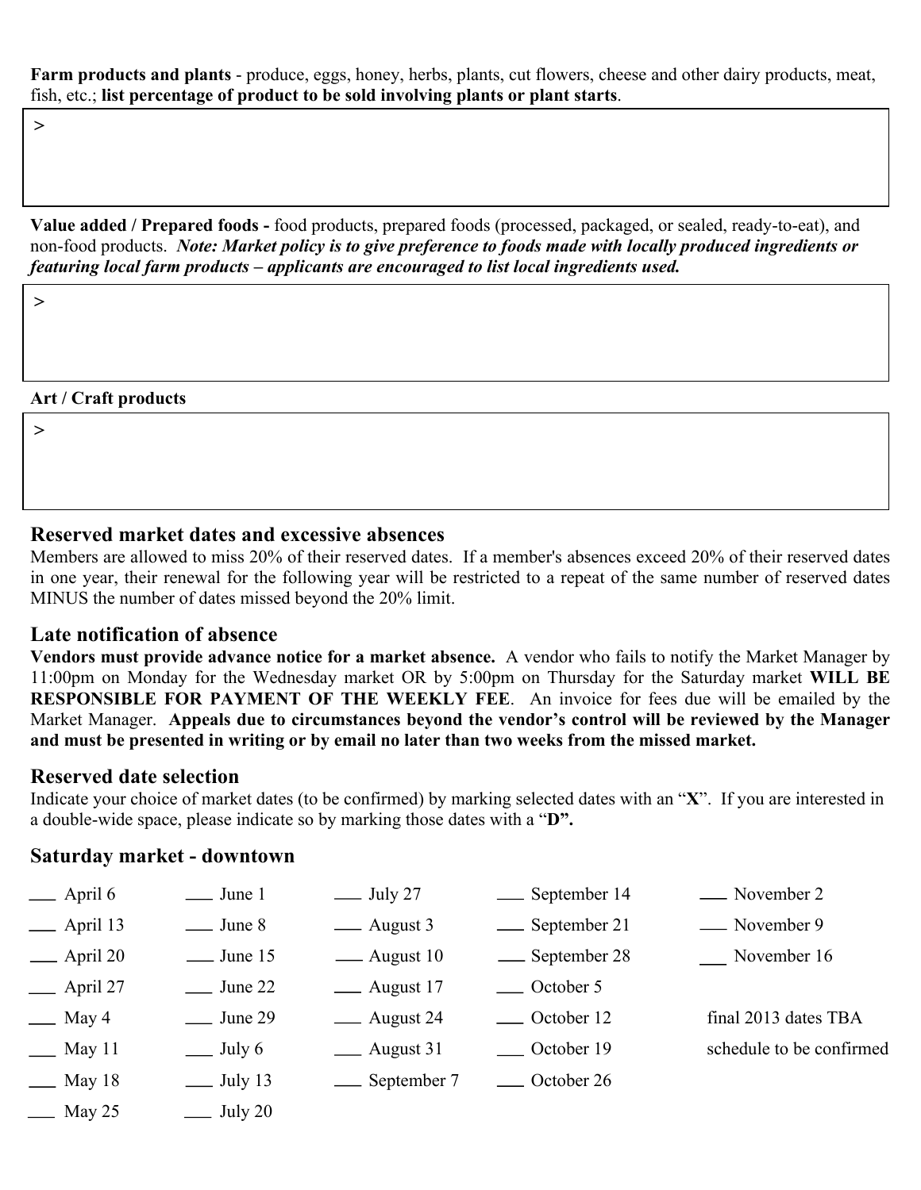**Farm products and plants** - produce, eggs, honey, herbs, plants, cut flowers, cheese and other dairy products, meat, fish, etc.; **list percentage of product to be sold involving plants or plant starts**.

>

**Value added / Prepared foods -** food products, prepared foods (processed, packaged, or sealed, ready-to-eat), and non-food products. ***Note: Market policy is to give preference to foods made with locally produced ingredients or featuring local farm products – applicants are encouraged to list local ingredients used.***

>

**Art / Craft products**

>

## Reserved market dates and excessive absences

Members are allowed to miss 20% of their reserved dates. If a member's absences exceed 20% of their reserved dates in one year, their renewal for the following year will be restricted to a repeat of the same number of reserved dates MINUS the number of dates missed beyond the 20% limit.

## Late notification of absence

**Vendors must provide advance notice for a market absence.** A vendor who fails to notify the Market Manager by 11:00pm on Monday for the Wednesday market OR by 5:00pm on Thursday for the Saturday market **WILL BE RESPONSIBLE FOR PAYMENT OF THE WEEKLY FEE**. An invoice for fees due will be emailed by the Market Manager. **Appeals due to circumstances beyond the vendor's control will be reviewed by the Manager and must be presented in writing or by email no later than two weeks from the missed market.**

## Reserved date selection

Indicate your choice of market dates (to be confirmed) by marking selected dates with an "**X**". If you are interested in a double-wide space, please indicate so by marking those dates with a "**D".**

## Saturday market - downtown

| | | | | |
|---|---|---|---|---|
| ___ April 6 | ___ June 1 | ___ July 27 | ___ September 14 | ___ November 2 |
| ___ April 13 | ___ June 8 | ___ August 3 | ___ September 21 | ___ November 9 |
| ___ April 20 | ___ June 15 | ___ August 10 | ___ September 28 | ___ November 16 |
| ___ April 27 | ___ June 22 | ___ August 17 | ___ October 5 | |
| ___ May 4 | ___ June 29 | ___ August 24 | ___ October 12 | final 2013 dates TBA |
| ___ May 11 | ___ July 6 | ___ August 31 | ___ October 19 | schedule to be confirmed |
| ___ May 18 | ___ July 13 | ___ September 7 | ___ October 26 | |
| ___ May 25 | ___ July 20 | | | |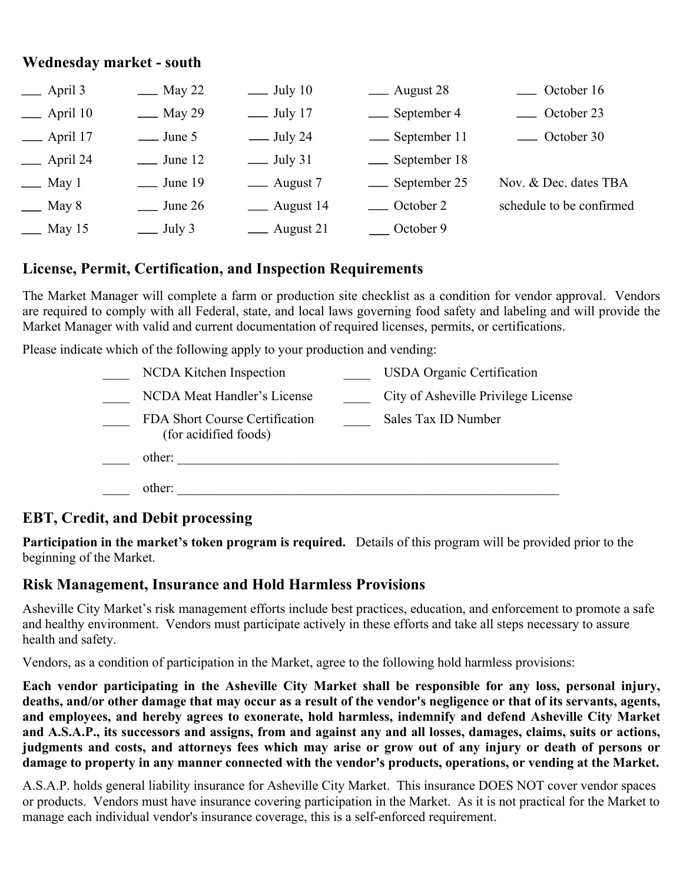## Wednesday market - south

| | | | | |
|---|---|---|---|---|
| ___ April 3 | ___ May 22 | ___ July 10 | ___ August 28 | ___ October 16 |
| ___ April 10 | ___ May 29 | ___ July 17 | ___ September 4 | ___ October 23 |
| ___ April 17 | ___ June 5 | ___ July 24 | ___ September 11 | ___ October 30 |
| ___ April 24 | ___ June 12 | ___ July 31 | ___ September 18 | |
| ___ May 1 | ___ June 19 | ___ August 7 | ___ September 25 | Nov. & Dec. dates TBA |
| ___ May 8 | ___ June 26 | ___ August 14 | ___ October 2 | schedule to be confirmed |
| ___ May 15 | ___ July 3 | ___ August 21 | ___ October 9 | |

## License, Permit, Certification, and Inspection Requirements

The Market Manager will complete a farm or production site checklist as a condition for vendor approval. Vendors are required to comply with all Federal, state, and local laws governing food safety and labeling and will provide the Market Manager with valid and current documentation of required licenses, permits, or certifications.

Please indicate which of the following apply to your production and vending:

____ NCDA Kitchen Inspection  
____ NCDA Meat Handler's License  
____ FDA Short Course Certification (for acidified foods)  
____ USDA Organic Certification  
____ City of Asheville Privilege License  
____ Sales Tax ID Number  
____ other: ____________________________________________________________  
____ other: ____________________________________________________________

## EBT, Credit, and Debit processing

**Participation in the market's token program is required.** Details of this program will be provided prior to the beginning of the Market.

## Risk Management, Insurance and Hold Harmless Provisions

Asheville City Market's risk management efforts include best practices, education, and enforcement to promote a safe and healthy environment. Vendors must participate actively in these efforts and take all steps necessary to assure health and safety.

Vendors, as a condition of participation in the Market, agree to the following hold harmless provisions:

**Each vendor participating in the Asheville City Market shall be responsible for any loss, personal injury, deaths, and/or other damage that may occur as a result of the vendor's negligence or that of its servants, agents, and employees, and hereby agrees to exonerate, hold harmless, indemnify and defend Asheville City Market and A.S.A.P., its successors and assigns, from and against any and all losses, damages, claims, suits or actions, judgments and costs, and attorneys fees which may arise or grow out of any injury or death of persons or damage to property in any manner connected with the vendor's products, operations, or vending at the Market.**

A.S.A.P. holds general liability insurance for Asheville City Market. This insurance DOES NOT cover vendor spaces or products. Vendors must have insurance covering participation in the Market. As it is not practical for the Market to manage each individual vendor's insurance coverage, this is a self-enforced requirement.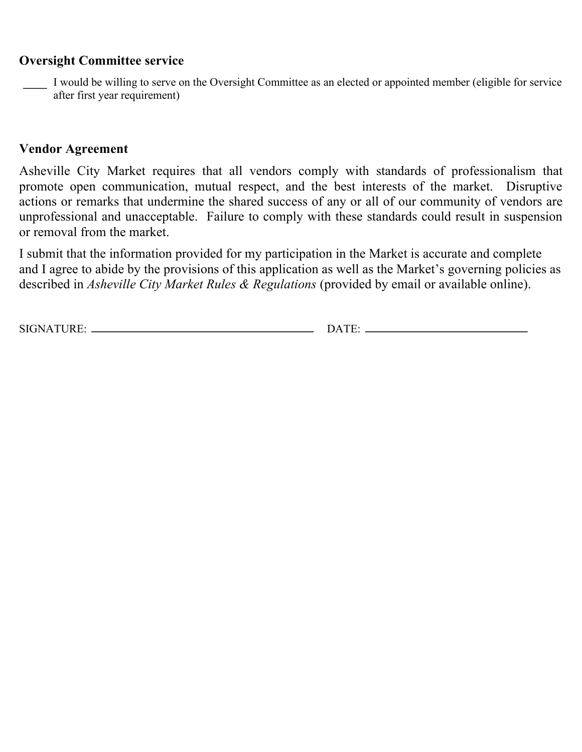## Oversight Committee service

\_\_\_\_ I would be willing to serve on the Oversight Committee as an elected or appointed member (eligible for service after first year requirement)

## Vendor Agreement

Asheville City Market requires that all vendors comply with standards of professionalism that promote open communication, mutual respect, and the best interests of the market. Disruptive actions or remarks that undermine the shared success of any or all of our community of vendors are unprofessional and unacceptable. Failure to comply with these standards could result in suspension or removal from the market.

I submit that the information provided for my participation in the Market is accurate and complete and I agree to abide by the provisions of this application as well as the Market's governing policies as described in *Asheville City Market Rules & Regulations* (provided by email or available online).

SIGNATURE: \_\_\_\_\_\_\_\_\_\_\_\_\_\_\_\_\_\_\_\_\_\_\_\_\_\_\_\_\_\_\_\_ DATE: \_\_\_\_\_\_\_\_\_\_\_\_\_\_\_\_\_\_\_\_\_\_\_\_